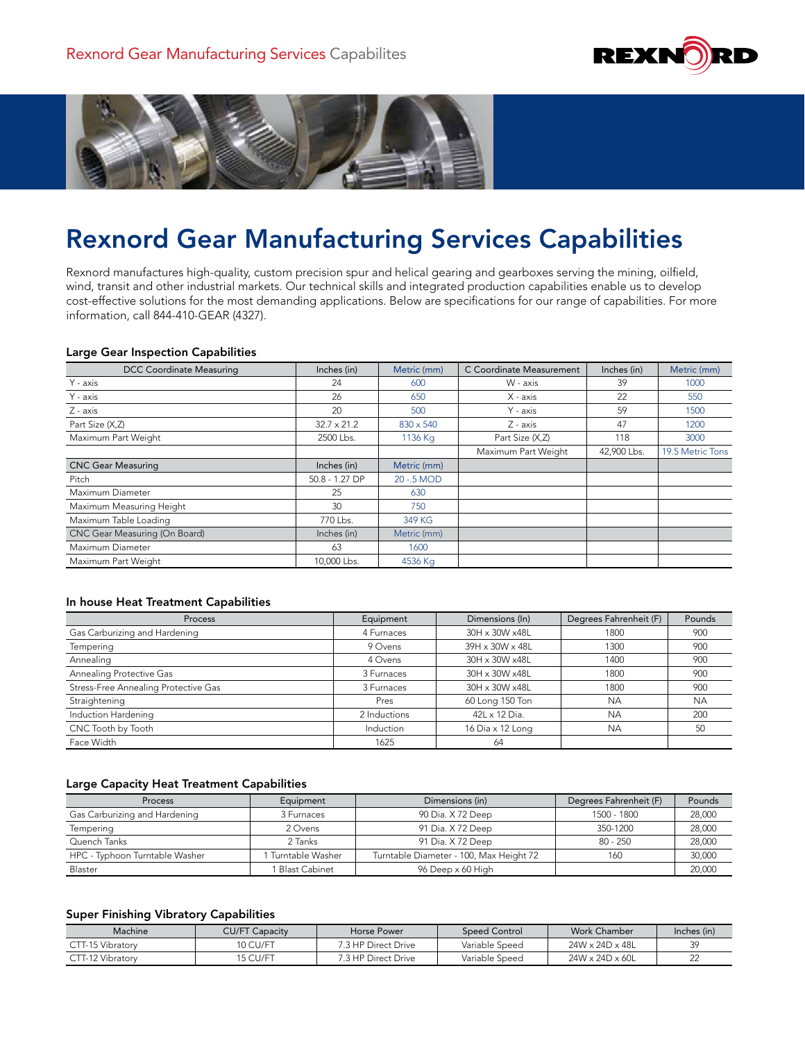# Rexnord Gear Manufacturing Services Capabilities

Rexnord manufactures high-quality, custom precision spur and helical gearing and gearboxes serving the mining, oilfield, wind, transit and other industrial markets. Our technical skills and integrated production capabilities enable us to develop cost-effective solutions for the most demanding applications. Below are specifications for our range of capabilities. For more information, call 844-410-GEAR (4327).

### Large Gear Inspection Capabilities

| DCC Coordinate Measuring | Inches (in) | Metric (mm) | C Coordinate Measurement | Inches (in) | Metric (mm) |
|---|---|---|---|---|---|
| Y - axis | 24 | 600 | W - axis | 39 | 1000 |
| Y - axis | 26 | 650 | X - axis | 22 | 550 |
| Z - axis | 20 | 500 | Y - axis | 59 | 1500 |
| Part Size (X,Z) | 32.7 x 21.2 | 830 x 540 | Z - axis | 47 | 1200 |
| Maximum Part Weight | 2500 Lbs. | 1136 Kg | Part Size (X,Z) | 118 | 3000 |
| | | | Maximum Part Weight | 42,900 Lbs. | 19.5 Metric Tons |
| CNC Gear Measuring | Inches (in) | Metric (mm) | | | |
| Pitch | 50.8 - 1.27 DP | 20 -.5 MOD | | | |
| Maximum Diameter | 25 | 630 | | | |
| Maximum Measuring Height | 30 | 750 | | | |
| Maximum Table Loading | 770 Lbs. | 349 KG | | | |
| CNC Gear Measuring (On Board) | Inches (in) | Metric (mm) | | | |
| Maximum Diameter | 63 | 1600 | | | |
| Maximum Part Weight | 10,000 Lbs. | 4536 Kg | | | |

### In house Heat Treatment Capabilities

| Process | Equipment | Dimensions (In) | Degrees Fahrenheit (F) | Pounds |
|---|---|---|---|---|
| Gas Carburizing and Hardening | 4 Furnaces | 30H x 30W x48L | 1800 | 900 |
| Tempering | 9 Ovens | 39H x 30W x 48L | 1300 | 900 |
| Annealing | 4 Ovens | 30H x 30W x48L | 1400 | 900 |
| Annealing Protective Gas | 3 Furnaces | 30H x 30W x48L | 1800 | 900 |
| Stress-Free Annealing Protective Gas | 3 Furnaces | 30H x 30W x48L | 1800 | 900 |
| Straightening | Pres | 60 Long 150 Ton | NA | NA |
| Induction Hardening | 2 Inductions | 42L x 12 Dia. | NA | 200 |
| CNC Tooth by Tooth | Induction | 16 Dia x 12 Long | NA | 50 |
| Face Width | 1625 | 64 | | |

### Large Capacity Heat Treatment Capabilities

| Process | Equipment | Dimensions (in) | Degrees Fahrenheit (F) | Pounds |
|---|---|---|---|---|
| Gas Carburizing and Hardening | 3 Furnaces | 90 Dia. X 72 Deep | 1500 - 1800 | 28,000 |
| Tempering | 2 Ovens | 91 Dia. X 72 Deep | 350-1200 | 28,000 |
| Quench Tanks | 2 Tanks | 91 Dia. X 72 Deep | 80 - 250 | 28,000 |
| HPC - Typhoon Turntable Washer | 1 Turntable Washer | Turntable Diameter - 100, Max Height 72 | 160 | 30,000 |
| Blaster | 1 Blast Cabinet | 96 Deep x 60 High | | 20,000 |

### Super Finishing Vibratory Capabilities

| Machine | CU/FT Capacity | Horse Power | Speed Control | Work Chamber | Inches (in) |
|---|---|---|---|---|---|
| CTT-15 Vibratory | 10 CU/FT | 7.3 HP Direct Drive | Variable Speed | 24W x 24D x 48L | 39 |
| CTT-12 Vibratory | 15 CU/FT | 7.3 HP Direct Drive | Variable Speed | 24W x 24D x 60L | 22 |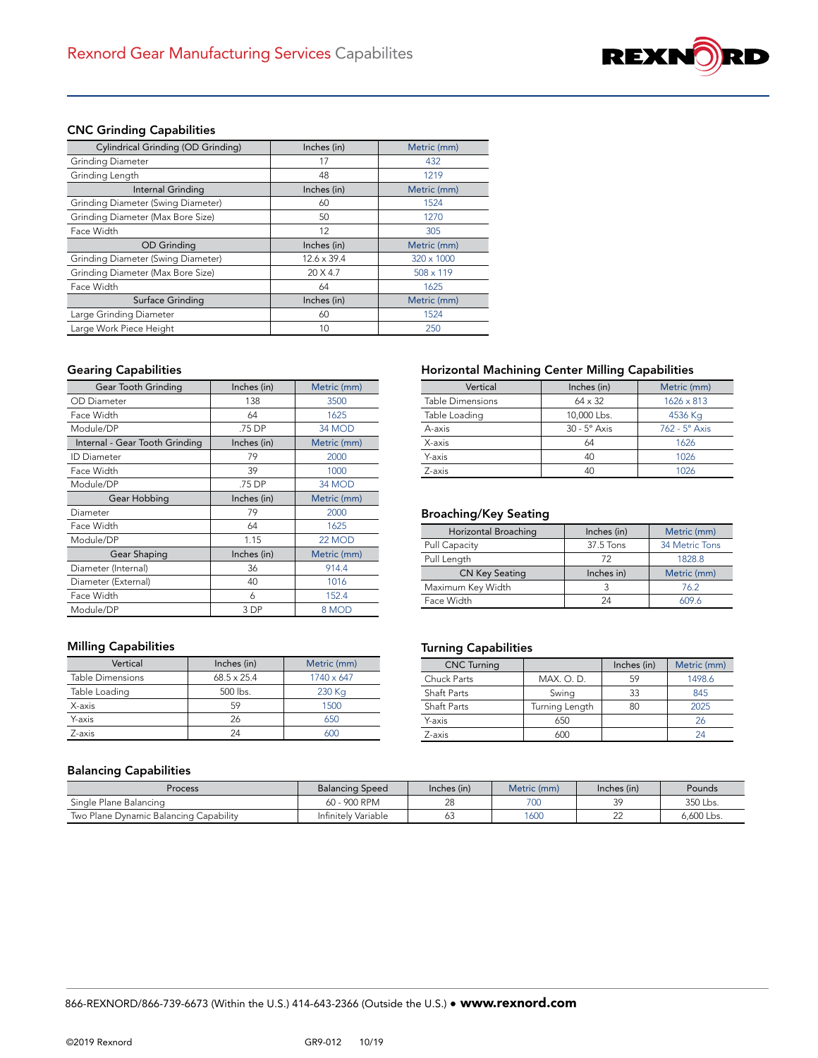# Rexnord Gear Manufacturing Services Capabilites

## CNC Grinding Capabilities

| Cylindrical Grinding (OD Grinding) | Inches (in) | Metric (mm) |
| --- | --- | --- |
| Grinding Diameter | 17 | 432 |
| Grinding Length | 48 | 1219 |
| **Internal Grinding** | **Inches (in)** | **Metric (mm)** |
| Grinding Diameter (Swing Diameter) | 60 | 1524 |
| Grinding Diameter (Max Bore Size) | 50 | 1270 |
| Face Width | 12 | 305 |
| **OD Grinding** | **Inches (in)** | **Metric (mm)** |
| Grinding Diameter (Swing Diameter) | 12.6 x 39.4 | 320 x 1000 |
| Grinding Diameter (Max Bore Size) | 20 X 4.7 | 508 x 119 |
| Face Width | 64 | 1625 |
| **Surface Grinding** | **Inches (in)** | **Metric (mm)** |
| Large Grinding Diameter | 60 | 1524 |
| Large Work Piece Height | 10 | 250 |

## Gearing Capabilities

| Gear Tooth Grinding | Inches (in) | Metric (mm) |
| --- | --- | --- |
| OD Diameter | 138 | 3500 |
| Face Width | 64 | 1625 |
| Module/DP | .75 DP | 34 MOD |
| **Internal - Gear Tooth Grinding** | **Inches (in)** | **Metric (mm)** |
| ID Diameter | 79 | 2000 |
| Face Width | 39 | 1000 |
| Module/DP | .75 DP | 34 MOD |
| **Gear Hobbing** | **Inches (in)** | **Metric (mm)** |
| Diameter | 79 | 2000 |
| Face Width | 64 | 1625 |
| Module/DP | 1.15 | 22 MOD |
| **Gear Shaping** | **Inches (in)** | **Metric (mm)** |
| Diameter (Internal) | 36 | 914.4 |
| Diameter (External) | 40 | 1016 |
| Face Width | 6 | 152.4 |
| Module/DP | 3 DP | 8 MOD |

## Horizontal Machining Center Milling Capabilities

| Vertical | Inches (in) | Metric (mm) |
| --- | --- | --- |
| Table Dimensions | 64 x 32 | 1626 x 813 |
| Table Loading | 10,000 Lbs. | 4536 Kg |
| A-axis | 30 - 5° Axis | 762 - 5° Axis |
| X-axis | 64 | 1626 |
| Y-axis | 40 | 1026 |
| Z-axis | 40 | 1026 |

## Broaching/Key Seating

| Horizontal Broaching | Inches (in) | Metric (mm) |
| --- | --- | --- |
| Pull Capacity | 37.5 Tons | 34 Metric Tons |
| Pull Length | 72 | 1828.8 |
| **CN Key Seating** | **Inches in)** | **Metric (mm)** |
| Maximum Key Width | 3 | 76.2 |
| Face Width | 24 | 609.6 |

## Milling Capabilities

| Vertical | Inches (in) | Metric (mm) |
| --- | --- | --- |
| Table Dimensions | 68.5 x 25.4 | 1740 x 647 |
| Table Loading | 500 lbs. | 230 Kg |
| X-axis | 59 | 1500 |
| Y-axis | 26 | 650 |
| Z-axis | 24 | 600 |

## Turning Capabilities

| CNC Turning | | Inches (in) | Metric (mm) |
| --- | --- | --- | --- |
| Chuck Parts | MAX. O. D. | 59 | 1498.6 |
| Shaft Parts | Swing | 33 | 845 |
| Shaft Parts | Turning Length | 80 | 2025 |
| Y-axis | 650 | | 26 |
| Z-axis | 600 | | 24 |

## Balancing Capabilities

| Process | Balancing Speed | Inches (in) | Metric (mm) | Inches (in) | Pounds |
| --- | --- | --- | --- | --- | --- |
| Single Plane Balancing | 60 - 900 RPM | 28 | 700 | 39 | 350 Lbs. |
| Two Plane Dynamic Balancing Capability | Infinitely Variable | 63 | 1600 | 22 | 6,600 Lbs. |

866-REXNORD/866-739-6673 (Within the U.S.) 414-643-2366 (Outside the U.S.) • **www.rexnord.com**

©2019 Rexnord GR9-012 10/19